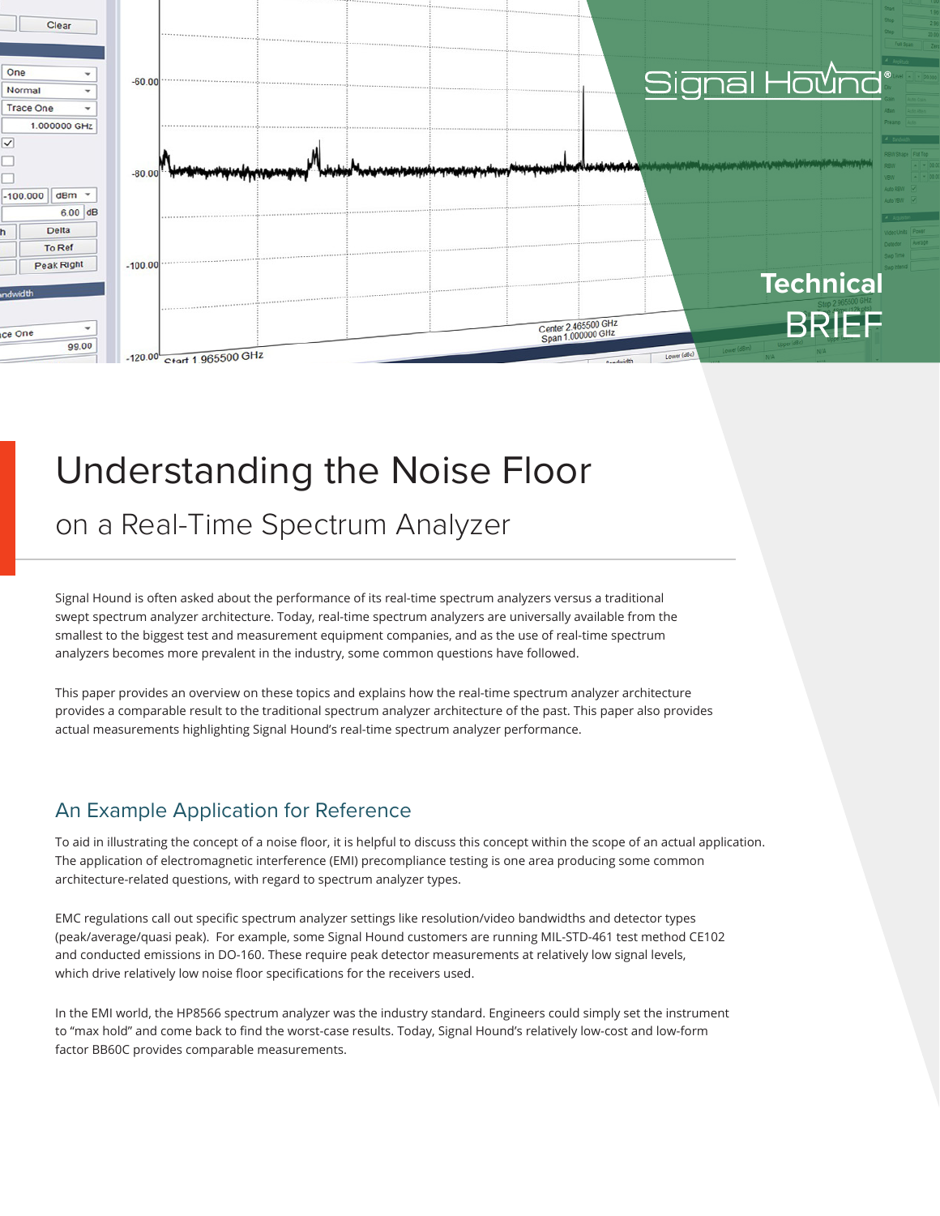Technical BRIEF

# Understanding the Noise Floor

## on a Real-Time Spectrum Analyzer

Signal Hound is often asked about the performance of its real-time spectrum analyzers versus a traditional swept spectrum analyzer architecture. Today, real-time spectrum analyzers are universally available from the smallest to the biggest test and measurement equipment companies, and as the use of real-time spectrum analyzers becomes more prevalent in the industry, some common questions have followed.

This paper provides an overview on these topics and explains how the real-time spectrum analyzer architecture provides a comparable result to the traditional spectrum analyzer architecture of the past. This paper also provides actual measurements highlighting Signal Hound's real-time spectrum analyzer performance.

### An Example Application for Reference

To aid in illustrating the concept of a noise floor, it is helpful to discuss this concept within the scope of an actual application. The application of electromagnetic interference (EMI) precompliance testing is one area producing some common architecture-related questions, with regard to spectrum analyzer types.

EMC regulations call out specific spectrum analyzer settings like resolution/video bandwidths and detector types (peak/average/quasi peak). For example, some Signal Hound customers are running MIL-STD-461 test method CE102 and conducted emissions in DO-160. These require peak detector measurements at relatively low signal levels, which drive relatively low noise floor specifications for the receivers used.

In the EMI world, the HP8566 spectrum analyzer was the industry standard. Engineers could simply set the instrument to "max hold" and come back to find the worst-case results. Today, Signal Hound's relatively low-cost and low-form factor BB60C provides comparable measurements.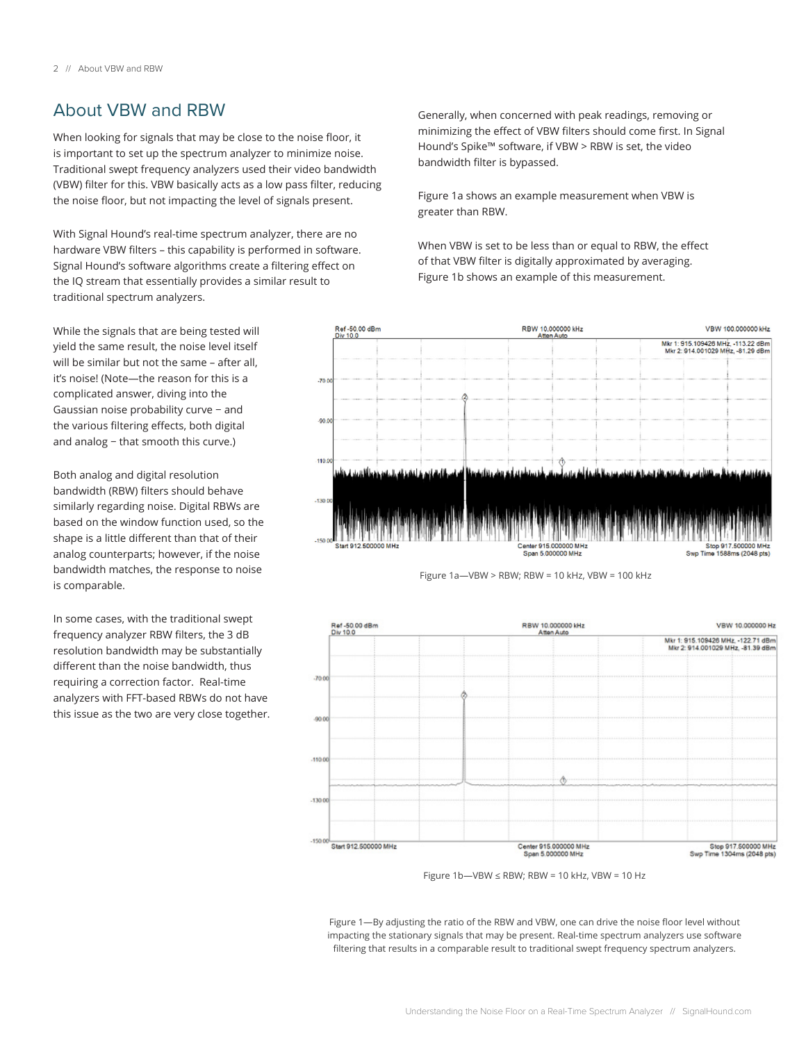## About VBW and RBW

When looking for signals that may be close to the noise floor, it is important to set up the spectrum analyzer to minimize noise. Traditional swept frequency analyzers used their video bandwidth (VBW) filter for this. VBW basically acts as a low pass filter, reducing the noise floor, but not impacting the level of signals present.

With Signal Hound's real-time spectrum analyzer, there are no hardware VBW filters – this capability is performed in software. Signal Hound's software algorithms create a filtering effect on the IQ stream that essentially provides a similar result to traditional spectrum analyzers.

Generally, when concerned with peak readings, removing or minimizing the effect of VBW filters should come first. In Signal Hound's Spike™ software, if VBW > RBW is set, the video bandwidth filter is bypassed.

Figure 1a shows an example measurement when VBW is greater than RBW.

When VBW is set to be less than or equal to RBW, the effect of that VBW filter is digitally approximated by averaging. Figure 1b shows an example of this measurement.

While the signals that are being tested will yield the same result, the noise level itself will be similar but not the same – after all, it's noise! (Note—the reason for this is a complicated answer, diving into the Gaussian noise probability curve – and the various filtering effects, both digital and analog – that smooth this curve.)

Both analog and digital resolution bandwidth (RBW) filters should behave similarly regarding noise. Digital RBWs are based on the window function used, so the shape is a little different than that of their analog counterparts; however, if the noise bandwidth matches, the response to noise is comparable.

In some cases, with the traditional swept frequency analyzer RBW filters, the 3 dB resolution bandwidth may be substantially different than the noise bandwidth, thus requiring a correction factor. Real-time analyzers with FFT-based RBWs do not have this issue as the two are very close together.

Figure 1a—VBW > RBW; RBW = 10 kHz, VBW = 100 kHz

Figure 1b—VBW ≤ RBW; RBW = 10 kHz, VBW = 10 Hz

Figure 1—By adjusting the ratio of the RBW and VBW, one can drive the noise floor level without impacting the stationary signals that may be present. Real-time spectrum analyzers use software filtering that results in a comparable result to traditional swept frequency spectrum analyzers.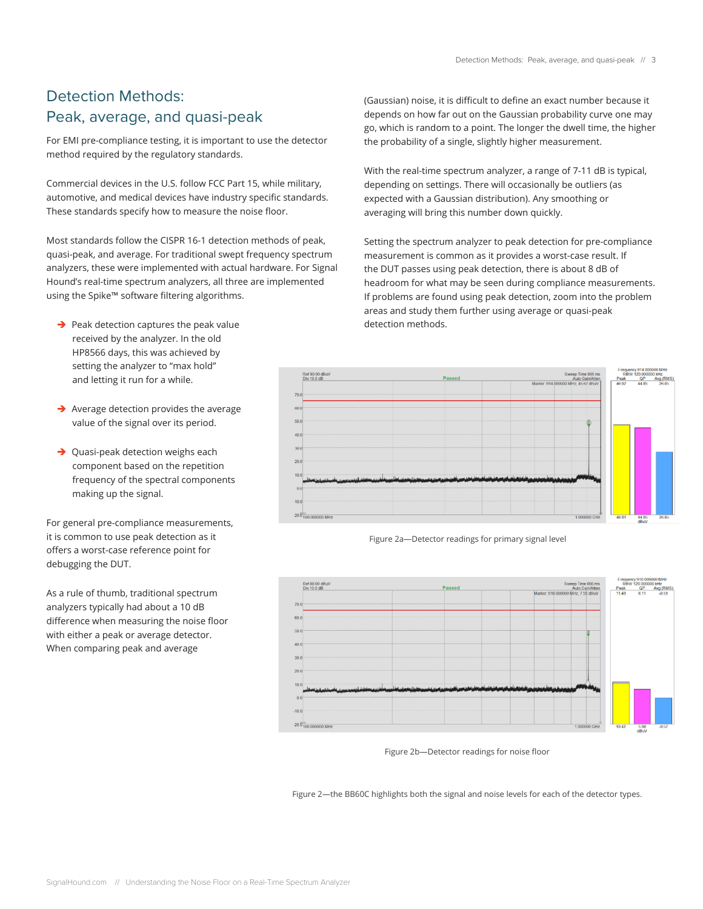# Detection Methods: Peak, average, and quasi-peak

For EMI pre-compliance testing, it is important to use the detector method required by the regulatory standards.

Commercial devices in the U.S. follow FCC Part 15, while military, automotive, and medical devices have industry specific standards. These standards specify how to measure the noise floor.

Most standards follow the CISPR 16-1 detection methods of peak, quasi-peak, and average. For traditional swept frequency spectrum analyzers, these were implemented with actual hardware. For Signal Hound's real-time spectrum analyzers, all three are implemented using the Spike™ software filtering algorithms.

- Peak detection captures the peak value received by the analyzer. In the old HP8566 days, this was achieved by setting the analyzer to "max hold" and letting it run for a while.
- Average detection provides the average value of the signal over its period.
- Quasi-peak detection weighs each component based on the repetition frequency of the spectral components making up the signal.

For general pre-compliance measurements, it is common to use peak detection as it offers a worst-case reference point for debugging the DUT.

As a rule of thumb, traditional spectrum analyzers typically had about a 10 dB difference when measuring the noise floor with either a peak or average detector. When comparing peak and average (Gaussian) noise, it is difficult to define an exact number because it depends on how far out on the Gaussian probability curve one may go, which is random to a point. The longer the dwell time, the higher the probability of a single, slightly higher measurement.

With the real-time spectrum analyzer, a range of 7-11 dB is typical, depending on settings. There will occasionally be outliers (as expected with a Gaussian distribution). Any smoothing or averaging will bring this number down quickly.

Setting the spectrum analyzer to peak detection for pre-compliance measurement is common as it provides a worst-case result. If the DUT passes using peak detection, there is about 8 dB of headroom for what may be seen during compliance measurements. If problems are found using peak detection, zoom into the problem areas and study them further using average or quasi-peak detection methods.

Figure 2a—Detector readings for primary signal level

Figure 2b—Detector readings for noise floor

Figure 2—the BB60C highlights both the signal and noise levels for each of the detector types.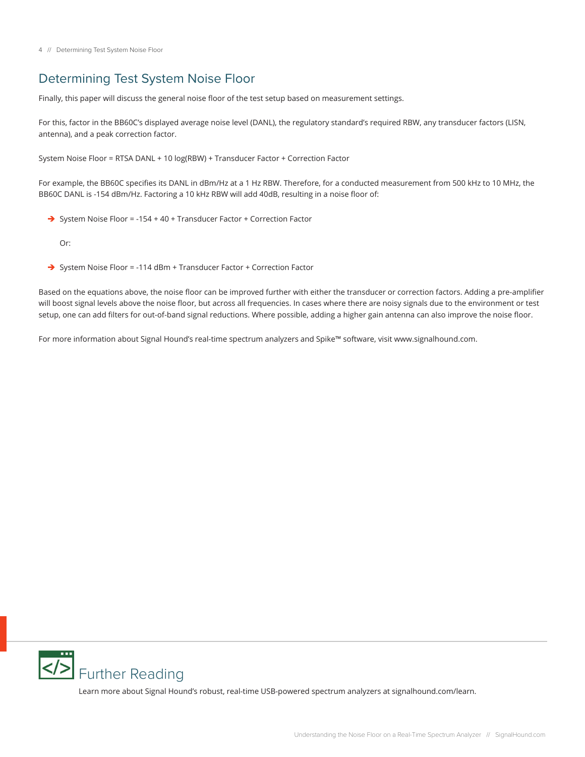## Determining Test System Noise Floor

Finally, this paper will discuss the general noise floor of the test setup based on measurement settings.

For this, factor in the BB60C's displayed average noise level (DANL), the regulatory standard's required RBW, any transducer factors (LISN, antenna), and a peak correction factor.

System Noise Floor = RTSA DANL + 10 log(RBW) + Transducer Factor + Correction Factor

For example, the BB60C specifies its DANL in dBm/Hz at a 1 Hz RBW. Therefore, for a conducted measurement from 500 kHz to 10 MHz, the BB60C DANL is -154 dBm/Hz. Factoring a 10 kHz RBW will add 40dB, resulting in a noise floor of:

- System Noise Floor = -154 + 40 + Transducer Factor + Correction Factor

  Or:

- System Noise Floor = -114 dBm + Transducer Factor + Correction Factor

Based on the equations above, the noise floor can be improved further with either the transducer or correction factors. Adding a pre-amplifier will boost signal levels above the noise floor, but across all frequencies. In cases where there are noisy signals due to the environment or test setup, one can add filters for out-of-band signal reductions. Where possible, adding a higher gain antenna can also improve the noise floor.

For more information about Signal Hound's real-time spectrum analyzers and Spike™ software, visit www.signalhound.com.

## Further Reading

Learn more about Signal Hound's robust, real-time USB-powered spectrum analyzers at signalhound.com/learn.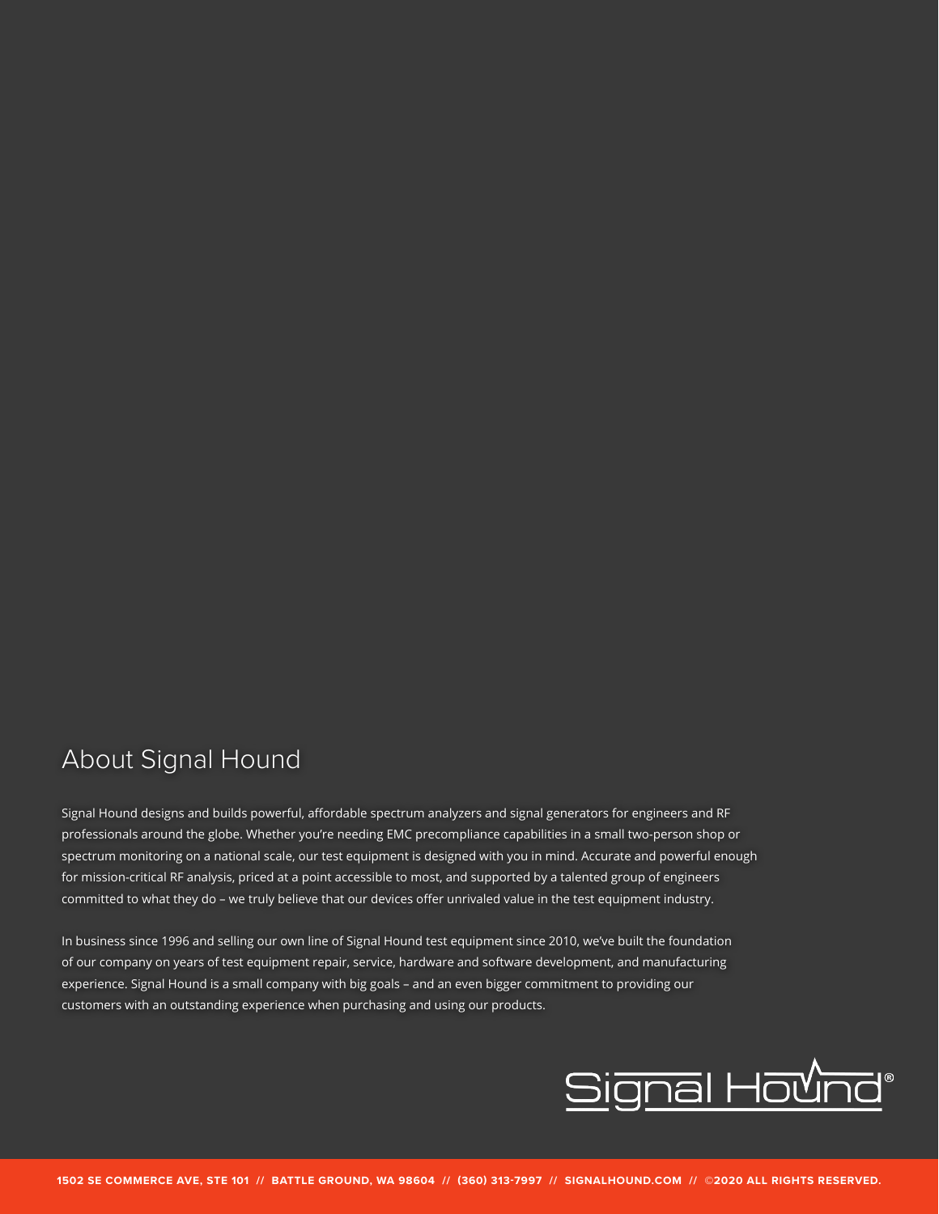## About Signal Hound

Signal Hound designs and builds powerful, affordable spectrum analyzers and signal generators for engineers and RF professionals around the globe. Whether you're needing EMC precompliance capabilities in a small two-person shop or spectrum monitoring on a national scale, our test equipment is designed with you in mind. Accurate and powerful enough for mission-critical RF analysis, priced at a point accessible to most, and supported by a talented group of engineers committed to what they do – we truly believe that our devices offer unrivaled value in the test equipment industry.

In business since 1996 and selling our own line of Signal Hound test equipment since 2010, we've built the foundation of our company on years of test equipment repair, service, hardware and software development, and manufacturing experience. Signal Hound is a small company with big goals – and an even bigger commitment to providing our customers with an outstanding experience when purchasing and using our products.

Signal Hound®

**1502 SE COMMERCE AVE, STE 101 // BATTLE GROUND, WA 98604 // (360) 313-7997 // SIGNALHOUND.COM // ©2020 ALL RIGHTS RESERVED.**